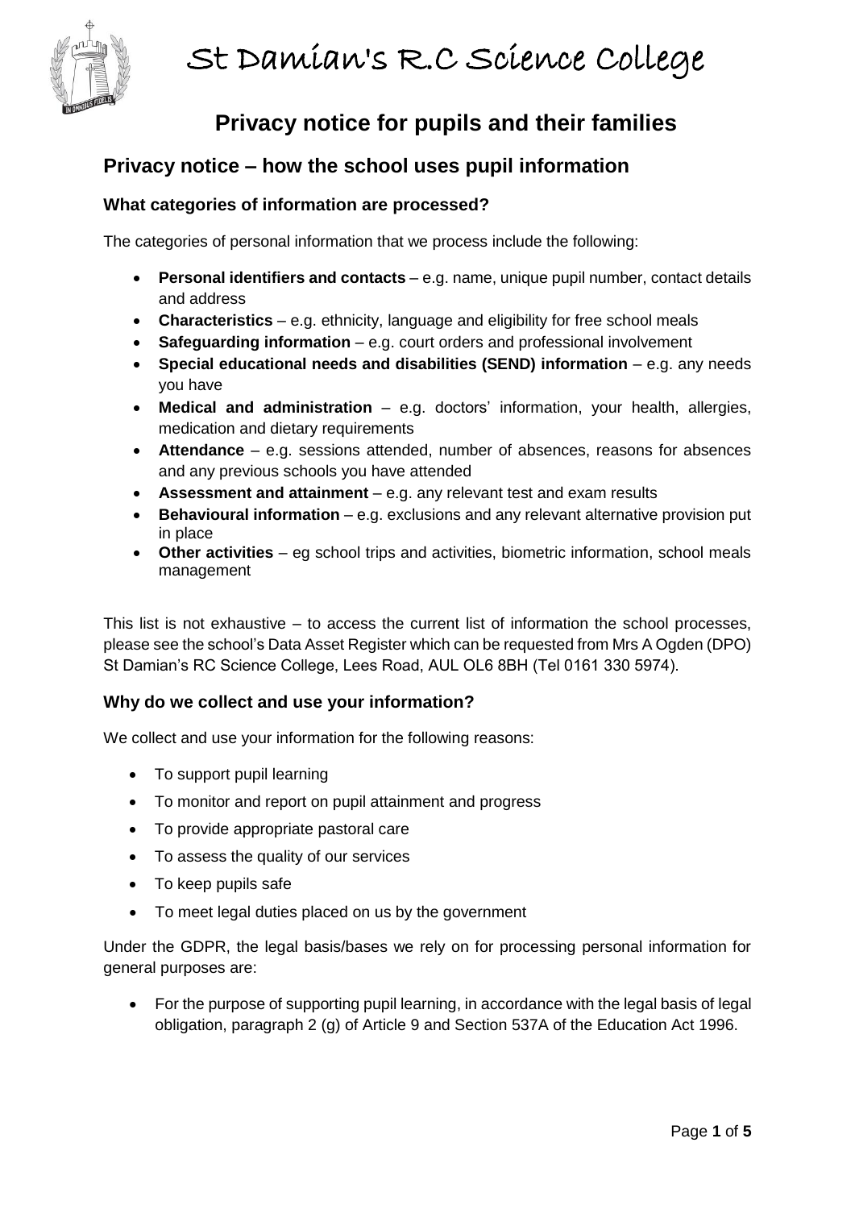St Damian's R.C Science College

# Privacy notice for pupils and their families

## Privacy notice – how the school uses pupil information

### What categories of information are processed?

The categories of personal information that we process include the following:

- **Personal identifiers and contacts** – e.g. name, unique pupil number, contact details and address
- **Characteristics** – e.g. ethnicity, language and eligibility for free school meals
- **Safeguarding information** – e.g. court orders and professional involvement
- **Special educational needs and disabilities (SEND) information** – e.g. any needs you have
- **Medical and administration** – e.g. doctors' information, your health, allergies, medication and dietary requirements
- **Attendance** – e.g. sessions attended, number of absences, reasons for absences and any previous schools you have attended
- **Assessment and attainment** – e.g. any relevant test and exam results
- **Behavioural information** – e.g. exclusions and any relevant alternative provision put in place
- **Other activities** – eg school trips and activities, biometric information, school meals management

This list is not exhaustive – to access the current list of information the school processes, please see the school's Data Asset Register which can be requested from Mrs A Ogden (DPO) St Damian's RC Science College, Lees Road, AUL OL6 8BH (Tel 0161 330 5974).

### Why do we collect and use your information?

We collect and use your information for the following reasons:

- To support pupil learning
- To monitor and report on pupil attainment and progress
- To provide appropriate pastoral care
- To assess the quality of our services
- To keep pupils safe
- To meet legal duties placed on us by the government

Under the GDPR, the legal basis/bases we rely on for processing personal information for general purposes are:

- For the purpose of supporting pupil learning, in accordance with the legal basis of legal obligation, paragraph 2 (g) of Article 9 and Section 537A of the Education Act 1996.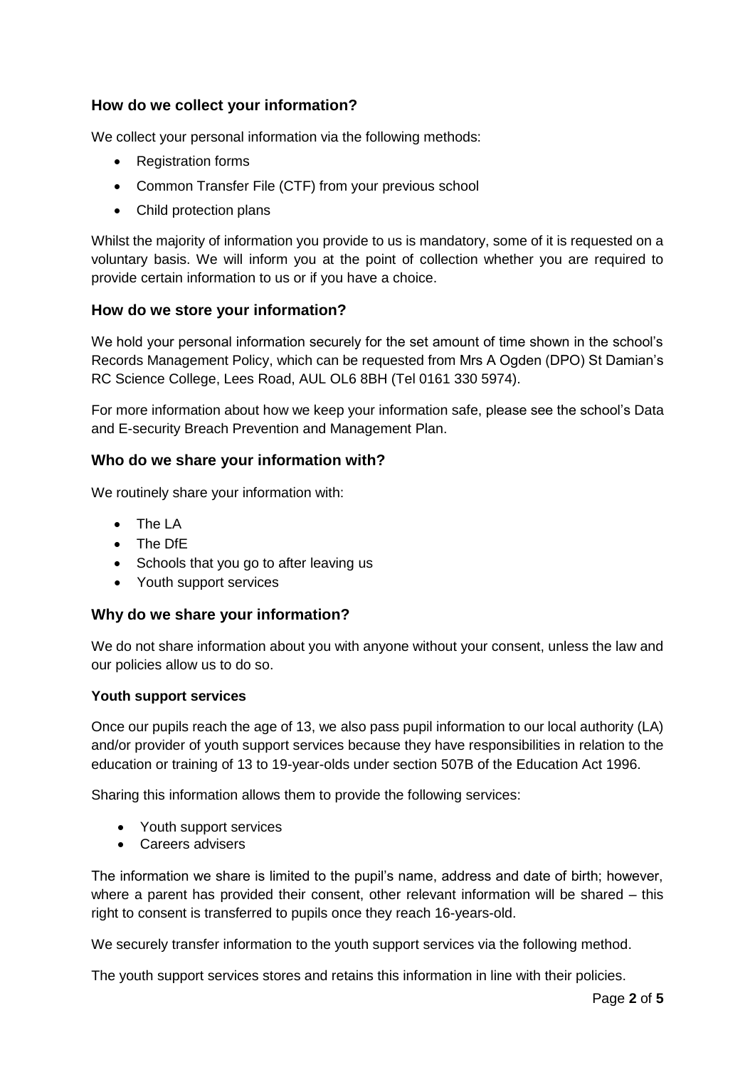## How do we collect your information?

We collect your personal information via the following methods:

- Registration forms
- Common Transfer File (CTF) from your previous school
- Child protection plans

Whilst the majority of information you provide to us is mandatory, some of it is requested on a voluntary basis. We will inform you at the point of collection whether you are required to provide certain information to us or if you have a choice.

## How do we store your information?

We hold your personal information securely for the set amount of time shown in the school's Records Management Policy, which can be requested from Mrs A Ogden (DPO) St Damian's RC Science College, Lees Road, AUL OL6 8BH (Tel 0161 330 5974).

For more information about how we keep your information safe, please see the school's Data and E-security Breach Prevention and Management Plan.

## Who do we share your information with?

We routinely share your information with:

- The LA
- The DfE
- Schools that you go to after leaving us
- Youth support services

## Why do we share your information?

We do not share information about you with anyone without your consent, unless the law and our policies allow us to do so.

**Youth support services**

Once our pupils reach the age of 13, we also pass pupil information to our local authority (LA) and/or provider of youth support services because they have responsibilities in relation to the education or training of 13 to 19-year-olds under section 507B of the Education Act 1996.

Sharing this information allows them to provide the following services:

- Youth support services
- Careers advisers

The information we share is limited to the pupil's name, address and date of birth; however, where a parent has provided their consent, other relevant information will be shared – this right to consent is transferred to pupils once they reach 16-years-old.

We securely transfer information to the youth support services via the following method.

The youth support services stores and retains this information in line with their policies.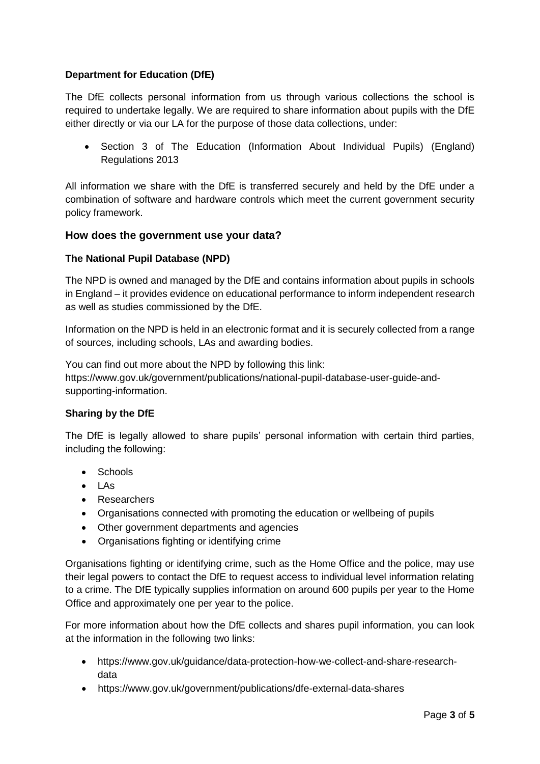**Department for Education (DfE)**

The DfE collects personal information from us through various collections the school is required to undertake legally. We are required to share information about pupils with the DfE either directly or via our LA for the purpose of those data collections, under:

- Section 3 of The Education (Information About Individual Pupils) (England) Regulations 2013

All information we share with the DfE is transferred securely and held by the DfE under a combination of software and hardware controls which meet the current government security policy framework.

## How does the government use your data?

**The National Pupil Database (NPD)**

The NPD is owned and managed by the DfE and contains information about pupils in schools in England – it provides evidence on educational performance to inform independent research as well as studies commissioned by the DfE.

Information on the NPD is held in an electronic format and it is securely collected from a range of sources, including schools, LAs and awarding bodies.

You can find out more about the NPD by following this link: https://www.gov.uk/government/publications/national-pupil-database-user-guide-and-supporting-information.

**Sharing by the DfE**

The DfE is legally allowed to share pupils' personal information with certain third parties, including the following:

- Schools
- LAs
- Researchers
- Organisations connected with promoting the education or wellbeing of pupils
- Other government departments and agencies
- Organisations fighting or identifying crime

Organisations fighting or identifying crime, such as the Home Office and the police, may use their legal powers to contact the DfE to request access to individual level information relating to a crime. The DfE typically supplies information on around 600 pupils per year to the Home Office and approximately one per year to the police.

For more information about how the DfE collects and shares pupil information, you can look at the information in the following two links:

- https://www.gov.uk/guidance/data-protection-how-we-collect-and-share-research-data
- https://www.gov.uk/government/publications/dfe-external-data-shares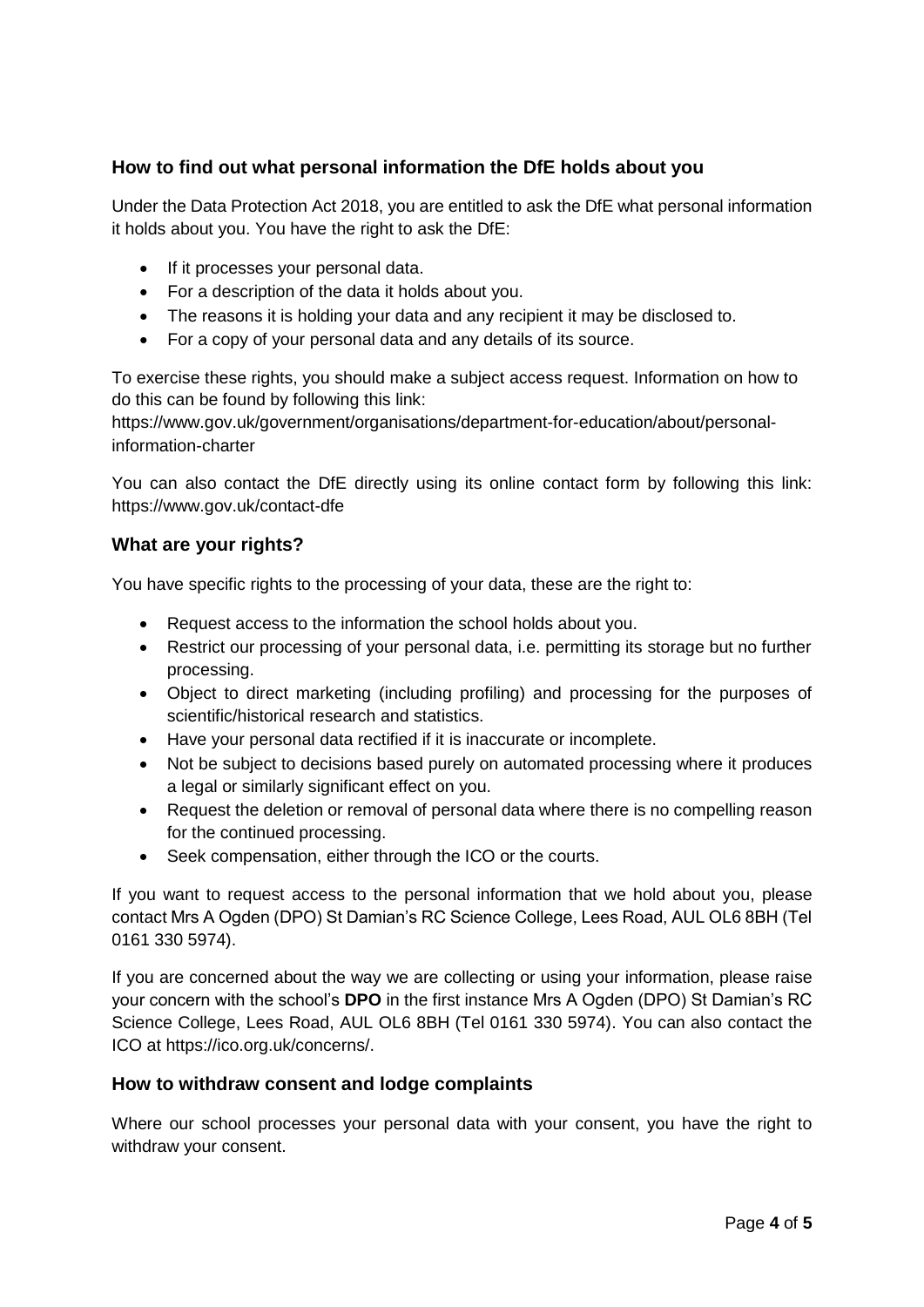## How to find out what personal information the DfE holds about you

Under the Data Protection Act 2018, you are entitled to ask the DfE what personal information it holds about you. You have the right to ask the DfE:

- If it processes your personal data.
- For a description of the data it holds about you.
- The reasons it is holding your data and any recipient it may be disclosed to.
- For a copy of your personal data and any details of its source.

To exercise these rights, you should make a subject access request. Information on how to do this can be found by following this link: https://www.gov.uk/government/organisations/department-for-education/about/personal-information-charter

You can also contact the DfE directly using its online contact form by following this link: https://www.gov.uk/contact-dfe

## What are your rights?

You have specific rights to the processing of your data, these are the right to:

- Request access to the information the school holds about you.
- Restrict our processing of your personal data, i.e. permitting its storage but no further processing.
- Object to direct marketing (including profiling) and processing for the purposes of scientific/historical research and statistics.
- Have your personal data rectified if it is inaccurate or incomplete.
- Not be subject to decisions based purely on automated processing where it produces a legal or similarly significant effect on you.
- Request the deletion or removal of personal data where there is no compelling reason for the continued processing.
- Seek compensation, either through the ICO or the courts.

If you want to request access to the personal information that we hold about you, please contact Mrs A Ogden (DPO) St Damian's RC Science College, Lees Road, AUL OL6 8BH (Tel 0161 330 5974).

If you are concerned about the way we are collecting or using your information, please raise your concern with the school's **DPO** in the first instance Mrs A Ogden (DPO) St Damian's RC Science College, Lees Road, AUL OL6 8BH (Tel 0161 330 5974). You can also contact the ICO at https://ico.org.uk/concerns/.

## How to withdraw consent and lodge complaints

Where our school processes your personal data with your consent, you have the right to withdraw your consent.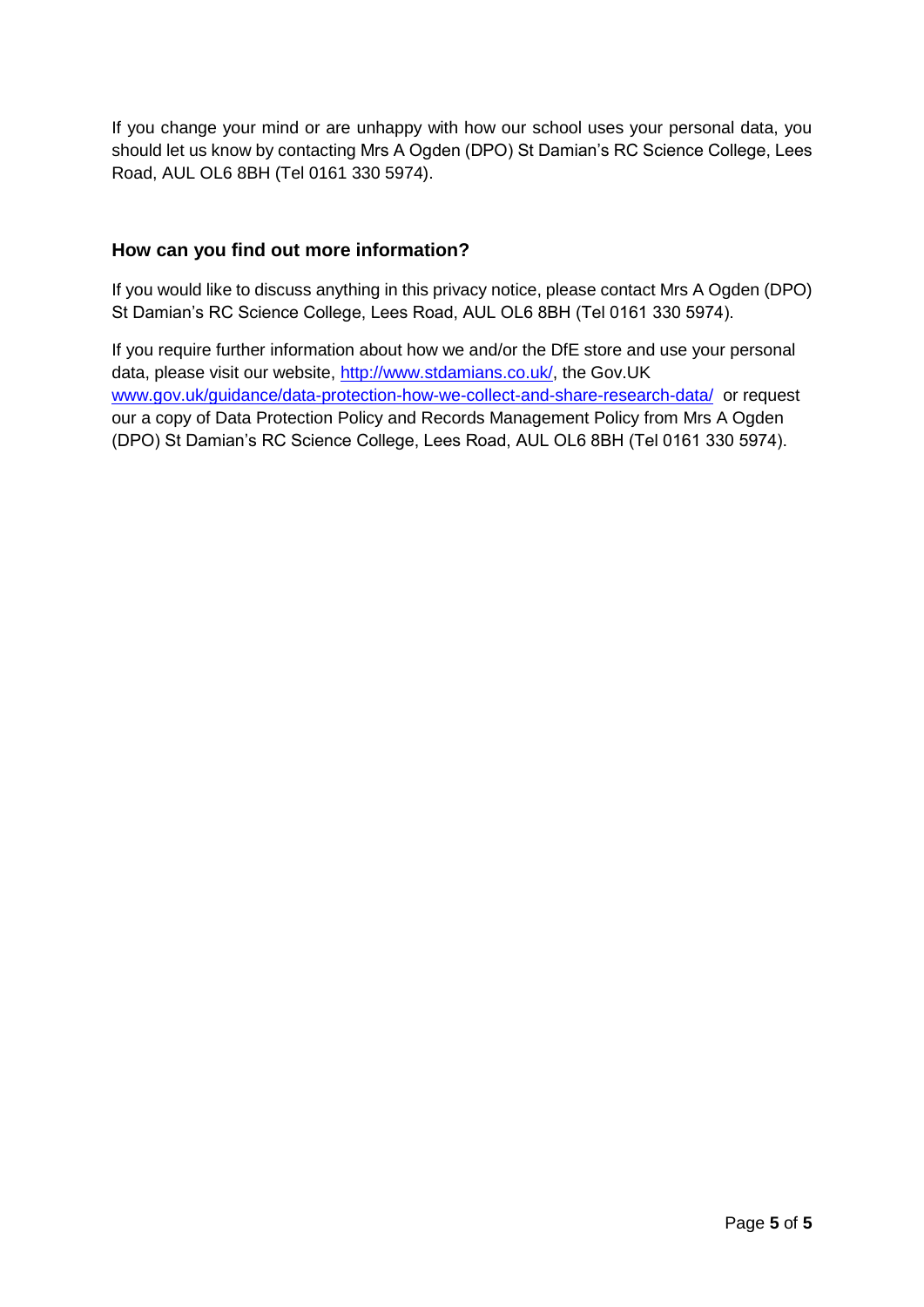If you change your mind or are unhappy with how our school uses your personal data, you should let us know by contacting Mrs A Ogden (DPO) St Damian's RC Science College, Lees Road, AUL OL6 8BH (Tel 0161 330 5974).

### How can you find out more information?

If you would like to discuss anything in this privacy notice, please contact Mrs A Ogden (DPO) St Damian's RC Science College, Lees Road, AUL OL6 8BH (Tel 0161 330 5974).

If you require further information about how we and/or the DfE store and use your personal data, please visit our website, http://www.stdamians.co.uk/, the Gov.UK www.gov.uk/guidance/data-protection-how-we-collect-and-share-research-data/ or request our a copy of Data Protection Policy and Records Management Policy from Mrs A Ogden (DPO) St Damian's RC Science College, Lees Road, AUL OL6 8BH (Tel 0161 330 5974).